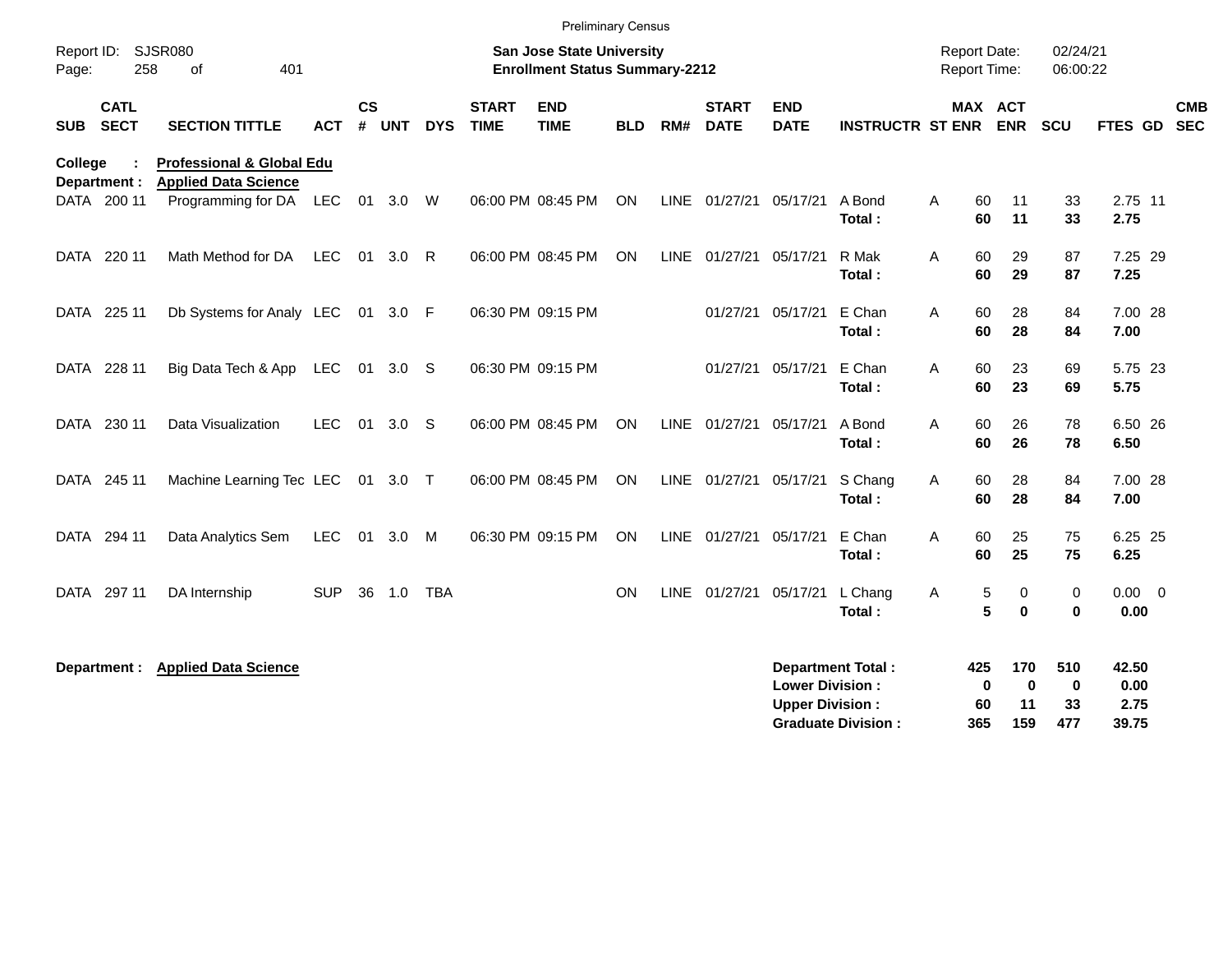Preliminary Census

Report ID: SJSR080

**San Jose State University**
**Enrollment Status Summary-2212**

Report Date: 02/24/21
Report Time: 06:00:22

**College : Professional & Global Edu**
**Department : Applied Data Science**

| SUB | CATL SECT | SECTION TITTLE | ACT | CS # | UNT | DYS | START TIME | END TIME | BLD | RM# | START DATE | END DATE | INSTRUCTR | ST | MAX ENR | ACT ENR | SCU | FTES | GD | CMB SEC |
|---|---|---|---|---|---|---|---|---|---|---|---|---|---|---|---|---|---|---|---|---|
| DATA | 200 11 | Programming for DA | LEC | 01 | 3.0 | W | 06:00 PM | 08:45 PM | ON | LINE | 01/27/21 | 05/17/21 | A Bond | A | 60 | 11 | 33 | 2.75 | 11 | |
| | | | | | | | | | | | | | **Total :** | | **60** | **11** | **33** | **2.75** | | |
| DATA | 220 11 | Math Method for DA | LEC | 01 | 3.0 | R | 06:00 PM | 08:45 PM | ON | LINE | 01/27/21 | 05/17/21 | R Mak | A | 60 | 29 | 87 | 7.25 | 29 | |
| | | | | | | | | | | | | | **Total :** | | **60** | **29** | **87** | **7.25** | | |
| DATA | 225 11 | Db Systems for Analy | LEC | 01 | 3.0 | F | 06:30 PM | 09:15 PM | | | 01/27/21 | 05/17/21 | E Chan | A | 60 | 28 | 84 | 7.00 | 28 | |
| | | | | | | | | | | | | | **Total :** | | **60** | **28** | **84** | **7.00** | | |
| DATA | 228 11 | Big Data Tech & App | LEC | 01 | 3.0 | S | 06:30 PM | 09:15 PM | | | 01/27/21 | 05/17/21 | E Chan | A | 60 | 23 | 69 | 5.75 | 23 | |
| | | | | | | | | | | | | | **Total :** | | **60** | **23** | **69** | **5.75** | | |
| DATA | 230 11 | Data Visualization | LEC | 01 | 3.0 | S | 06:00 PM | 08:45 PM | ON | LINE | 01/27/21 | 05/17/21 | A Bond | A | 60 | 26 | 78 | 6.50 | 26 | |
| | | | | | | | | | | | | | **Total :** | | **60** | **26** | **78** | **6.50** | | |
| DATA | 245 11 | Machine Learning Tec | LEC | 01 | 3.0 | T | 06:00 PM | 08:45 PM | ON | LINE | 01/27/21 | 05/17/21 | S Chang | A | 60 | 28 | 84 | 7.00 | 28 | |
| | | | | | | | | | | | | | **Total :** | | **60** | **28** | **84** | **7.00** | | |
| DATA | 294 11 | Data Analytics Sem | LEC | 01 | 3.0 | M | 06:30 PM | 09:15 PM | ON | LINE | 01/27/21 | 05/17/21 | E Chan | A | 60 | 25 | 75 | 6.25 | 25 | |
| | | | | | | | | | | | | | **Total :** | | **60** | **25** | **75** | **6.25** | | |
| DATA | 297 11 | DA Internship | SUP | 36 | 1.0 | TBA | | | ON | LINE | 01/27/21 | 05/17/21 | L Chang | A | 5 | 0 | 0 | 0.00 | 0 | |
| | | | | | | | | | | | | | **Total :** | | **5** | **0** | **0** | **0.00** | | |

**Department : Applied Data Science**

| | MAX ENR | ACT ENR | SCU | FTES |
|---|---|---|---|---|
| **Department Total :** | **425** | **170** | **510** | **42.50** |
| **Lower Division :** | **0** | **0** | **0** | **0.00** |
| **Upper Division :** | **60** | **11** | **33** | **2.75** |
| **Graduate Division :** | **365** | **159** | **477** | **39.75** |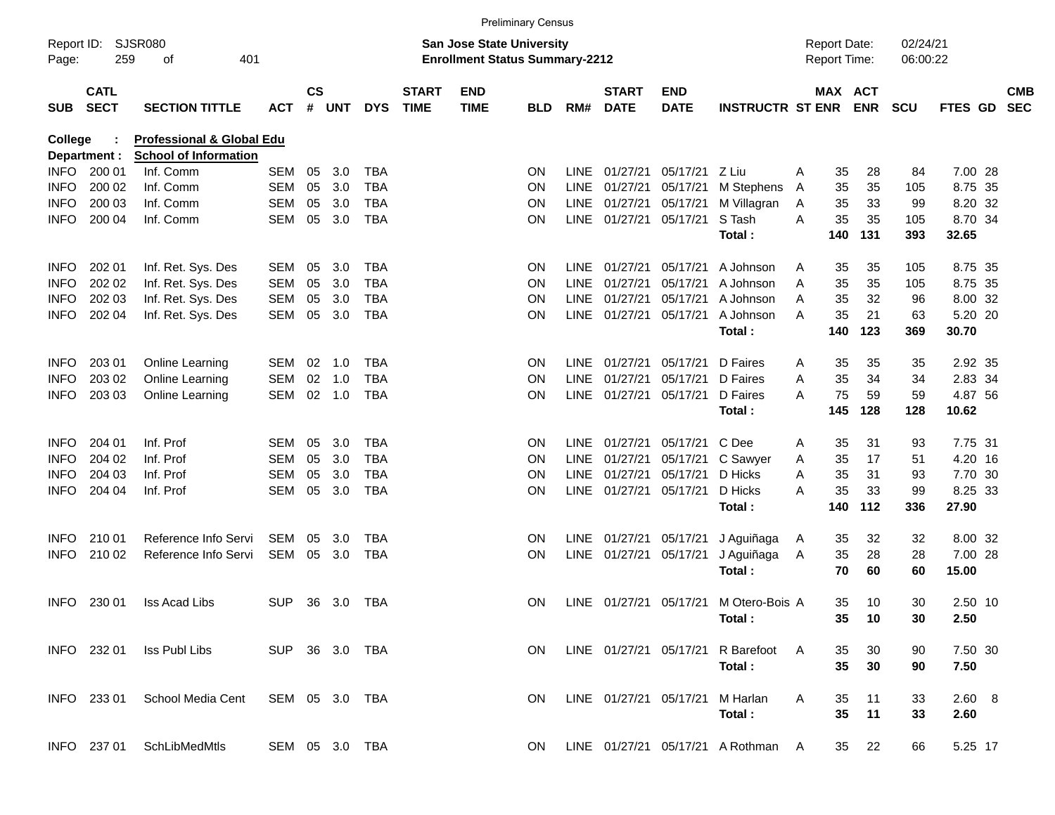Preliminary Census

Report ID: SJSR080
Page: 259 of 401

**San Jose State University**
**Enrollment Status Summary-2212**

Report Date: 02/24/21
Report Time: 06:00:22

**College : Professional & Global Edu**
**Department : School of Information**

| SUB | CATL SECT | SECTION TITTLE | ACT | CS # | UNT | DYS | START TIME | END TIME | BLD | RM# | START DATE | END DATE | INSTRUCTR | ST | MAX ENR | ACT ENR | SCU | FTES | GD | CMB SEC |
|---|---|---|---|---|---|---|---|---|---|---|---|---|---|---|---|---|---|---|---|---|
| INFO | 200 01 | Inf. Comm | SEM | 05 | 3.0 | TBA | | | ON | LINE | 01/27/21 | 05/17/21 | Z Liu | A | 35 | 28 | 84 | 7.00 | 28 | |
| INFO | 200 02 | Inf. Comm | SEM | 05 | 3.0 | TBA | | | ON | LINE | 01/27/21 | 05/17/21 | M Stephens | A | 35 | 35 | 105 | 8.75 | 35 | |
| INFO | 200 03 | Inf. Comm | SEM | 05 | 3.0 | TBA | | | ON | LINE | 01/27/21 | 05/17/21 | M Villagran | A | 35 | 33 | 99 | 8.20 | 32 | |
| INFO | 200 04 | Inf. Comm | SEM | 05 | 3.0 | TBA | | | ON | LINE | 01/27/21 | 05/17/21 | S Tash | A | 35 | 35 | 105 | 8.70 | 34 | |
| | | | | | | | | | | | | | **Total :** | | **140** | **131** | **393** | **32.65** | | |
| INFO | 202 01 | Inf. Ret. Sys. Des | SEM | 05 | 3.0 | TBA | | | ON | LINE | 01/27/21 | 05/17/21 | A Johnson | A | 35 | 35 | 105 | 8.75 | 35 | |
| INFO | 202 02 | Inf. Ret. Sys. Des | SEM | 05 | 3.0 | TBA | | | ON | LINE | 01/27/21 | 05/17/21 | A Johnson | A | 35 | 35 | 105 | 8.75 | 35 | |
| INFO | 202 03 | Inf. Ret. Sys. Des | SEM | 05 | 3.0 | TBA | | | ON | LINE | 01/27/21 | 05/17/21 | A Johnson | A | 35 | 32 | 96 | 8.00 | 32 | |
| INFO | 202 04 | Inf. Ret. Sys. Des | SEM | 05 | 3.0 | TBA | | | ON | LINE | 01/27/21 | 05/17/21 | A Johnson | A | 35 | 21 | 63 | 5.20 | 20 | |
| | | | | | | | | | | | | | **Total :** | | **140** | **123** | **369** | **30.70** | | |
| INFO | 203 01 | Online Learning | SEM | 02 | 1.0 | TBA | | | ON | LINE | 01/27/21 | 05/17/21 | D Faires | A | 35 | 35 | 35 | 2.92 | 35 | |
| INFO | 203 02 | Online Learning | SEM | 02 | 1.0 | TBA | | | ON | LINE | 01/27/21 | 05/17/21 | D Faires | A | 35 | 34 | 34 | 2.83 | 34 | |
| INFO | 203 03 | Online Learning | SEM | 02 | 1.0 | TBA | | | ON | LINE | 01/27/21 | 05/17/21 | D Faires | A | 75 | 59 | 59 | 4.87 | 56 | |
| | | | | | | | | | | | | | **Total :** | | **145** | **128** | **128** | **10.62** | | |
| INFO | 204 01 | Inf. Prof | SEM | 05 | 3.0 | TBA | | | ON | LINE | 01/27/21 | 05/17/21 | C Dee | A | 35 | 31 | 93 | 7.75 | 31 | |
| INFO | 204 02 | Inf. Prof | SEM | 05 | 3.0 | TBA | | | ON | LINE | 01/27/21 | 05/17/21 | C Sawyer | A | 35 | 17 | 51 | 4.20 | 16 | |
| INFO | 204 03 | Inf. Prof | SEM | 05 | 3.0 | TBA | | | ON | LINE | 01/27/21 | 05/17/21 | D Hicks | A | 35 | 31 | 93 | 7.70 | 30 | |
| INFO | 204 04 | Inf. Prof | SEM | 05 | 3.0 | TBA | | | ON | LINE | 01/27/21 | 05/17/21 | D Hicks | A | 35 | 33 | 99 | 8.25 | 33 | |
| | | | | | | | | | | | | | **Total :** | | **140** | **112** | **336** | **27.90** | | |
| INFO | 210 01 | Reference Info Servi | SEM | 05 | 3.0 | TBA | | | ON | LINE | 01/27/21 | 05/17/21 | J Aguiñaga | A | 35 | 32 | 32 | 8.00 | 32 | |
| INFO | 210 02 | Reference Info Servi | SEM | 05 | 3.0 | TBA | | | ON | LINE | 01/27/21 | 05/17/21 | J Aguiñaga | A | 35 | 28 | 28 | 7.00 | 28 | |
| | | | | | | | | | | | | | **Total :** | | **70** | **60** | **60** | **15.00** | | |
| INFO | 230 01 | Iss Acad Libs | SUP | 36 | 3.0 | TBA | | | ON | LINE | 01/27/21 | 05/17/21 | M Otero-Bois | A | 35 | 10 | 30 | 2.50 | 10 | |
| | | | | | | | | | | | | | **Total :** | | **35** | **10** | **30** | **2.50** | | |
| INFO | 232 01 | Iss Publ Libs | SUP | 36 | 3.0 | TBA | | | ON | LINE | 01/27/21 | 05/17/21 | R Barefoot | A | 35 | 30 | 90 | 7.50 | 30 | |
| | | | | | | | | | | | | | **Total :** | | **35** | **30** | **90** | **7.50** | | |
| INFO | 233 01 | School Media Cent | SEM | 05 | 3.0 | TBA | | | ON | LINE | 01/27/21 | 05/17/21 | M Harlan | A | 35 | 11 | 33 | 2.60 | 8 | |
| | | | | | | | | | | | | | **Total :** | | **35** | **11** | **33** | **2.60** | | |
| INFO | 237 01 | SchLibMedMtls | SEM | 05 | 3.0 | TBA | | | ON | LINE | 01/27/21 | 05/17/21 | A Rothman | A | 35 | 22 | 66 | 5.25 | 17 | |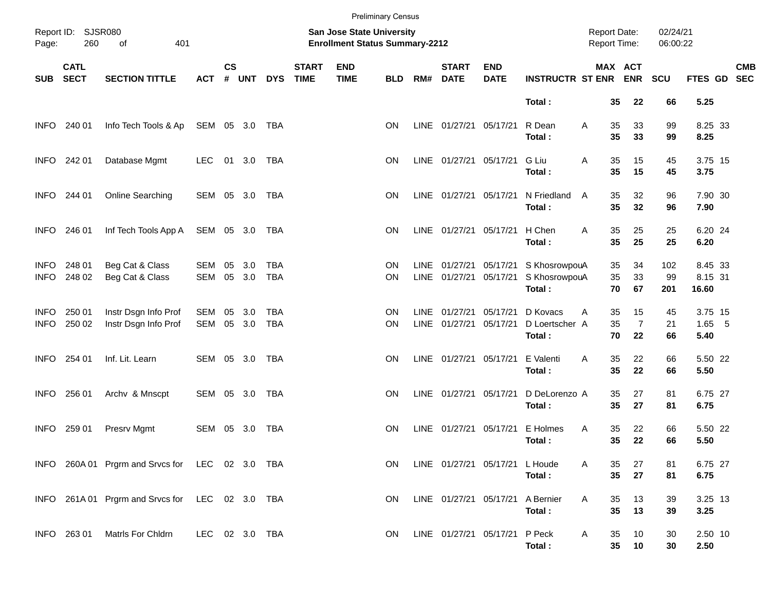Preliminary Census

Report ID: SJSR080

**San Jose State University**
**Enrollment Status Summary-2212**

Report Date: 02/24/21
Report Time: 06:00:22

| SUB | CATL SECT | SECTION TITTLE | ACT | CS # | UNT | DYS | START TIME | END TIME | BLD | RM# | START DATE | END DATE | INSTRUCTR | ST | MAX ENR | ACT ENR | SCU | FTES | GD | CMB SEC |
|---|---|---|---|---|---|---|---|---|---|---|---|---|---|---|---|---|---|---|---|---|
| | | | | | | | | | | | | | **Total :** | | **35** | **22** | **66** | **5.25** | | |
| INFO | 240 01 | Info Tech Tools & Ap | SEM | 05 | 3.0 | TBA | | | ON | LINE | 01/27/21 | 05/17/21 | R Dean | A | 35 | 33 | 99 | 8.25 | 33 | |
| | | | | | | | | | | | | | **Total :** | | **35** | **33** | **99** | **8.25** | | |
| INFO | 242 01 | Database Mgmt | LEC | 01 | 3.0 | TBA | | | ON | LINE | 01/27/21 | 05/17/21 | G Liu | A | 35 | 15 | 45 | 3.75 | 15 | |
| | | | | | | | | | | | | | **Total :** | | **35** | **15** | **45** | **3.75** | | |
| INFO | 244 01 | Online Searching | SEM | 05 | 3.0 | TBA | | | ON | LINE | 01/27/21 | 05/17/21 | N Friedland | A | 35 | 32 | 96 | 7.90 | 30 | |
| | | | | | | | | | | | | | **Total :** | | **35** | **32** | **96** | **7.90** | | |
| INFO | 246 01 | Inf Tech Tools App A | SEM | 05 | 3.0 | TBA | | | ON | LINE | 01/27/21 | 05/17/21 | H Chen | A | 35 | 25 | 25 | 6.20 | 24 | |
| | | | | | | | | | | | | | **Total :** | | **35** | **25** | **25** | **6.20** | | |
| INFO | 248 01 | Beg Cat & Class | SEM | 05 | 3.0 | TBA | | | ON | LINE | 01/27/21 | 05/17/21 | S Khosrowpou | A | 35 | 34 | 102 | 8.45 | 33 | |
| INFO | 248 02 | Beg Cat & Class | SEM | 05 | 3.0 | TBA | | | ON | LINE | 01/27/21 | 05/17/21 | S Khosrowpou | A | 35 | 33 | 99 | 8.15 | 31 | |
| | | | | | | | | | | | | | **Total :** | | **70** | **67** | **201** | **16.60** | | |
| INFO | 250 01 | Instr Dsgn Info Prof | SEM | 05 | 3.0 | TBA | | | ON | LINE | 01/27/21 | 05/17/21 | D Kovacs | A | 35 | 15 | 45 | 3.75 | 15 | |
| INFO | 250 02 | Instr Dsgn Info Prof | SEM | 05 | 3.0 | TBA | | | ON | LINE | 01/27/21 | 05/17/21 | D Loertscher | A | 35 | 7 | 21 | 1.65 | 5 | |
| | | | | | | | | | | | | | **Total :** | | **70** | **22** | **66** | **5.40** | | |
| INFO | 254 01 | Inf. Lit. Learn | SEM | 05 | 3.0 | TBA | | | ON | LINE | 01/27/21 | 05/17/21 | E Valenti | A | 35 | 22 | 66 | 5.50 | 22 | |
| | | | | | | | | | | | | | **Total :** | | **35** | **22** | **66** | **5.50** | | |
| INFO | 256 01 | Archv & Mnscpt | SEM | 05 | 3.0 | TBA | | | ON | LINE | 01/27/21 | 05/17/21 | D DeLorenzo | A | 35 | 27 | 81 | 6.75 | 27 | |
| | | | | | | | | | | | | | **Total :** | | **35** | **27** | **81** | **6.75** | | |
| INFO | 259 01 | Presrv Mgmt | SEM | 05 | 3.0 | TBA | | | ON | LINE | 01/27/21 | 05/17/21 | E Holmes | A | 35 | 22 | 66 | 5.50 | 22 | |
| | | | | | | | | | | | | | **Total :** | | **35** | **22** | **66** | **5.50** | | |
| INFO | 260A 01 | Prgrm and Srvcs for | LEC | 02 | 3.0 | TBA | | | ON | LINE | 01/27/21 | 05/17/21 | L Houde | A | 35 | 27 | 81 | 6.75 | 27 | |
| | | | | | | | | | | | | | **Total :** | | **35** | **27** | **81** | **6.75** | | |
| INFO | 261A 01 | Prgrm and Srvcs for | LEC | 02 | 3.0 | TBA | | | ON | LINE | 01/27/21 | 05/17/21 | A Bernier | A | 35 | 13 | 39 | 3.25 | 13 | |
| | | | | | | | | | | | | | **Total :** | | **35** | **13** | **39** | **3.25** | | |
| INFO | 263 01 | Matrls For Chldrn | LEC | 02 | 3.0 | TBA | | | ON | LINE | 01/27/21 | 05/17/21 | P Peck | A | 35 | 10 | 30 | 2.50 | 10 | |
| | | | | | | | | | | | | | **Total :** | | **35** | **10** | **30** | **2.50** | | |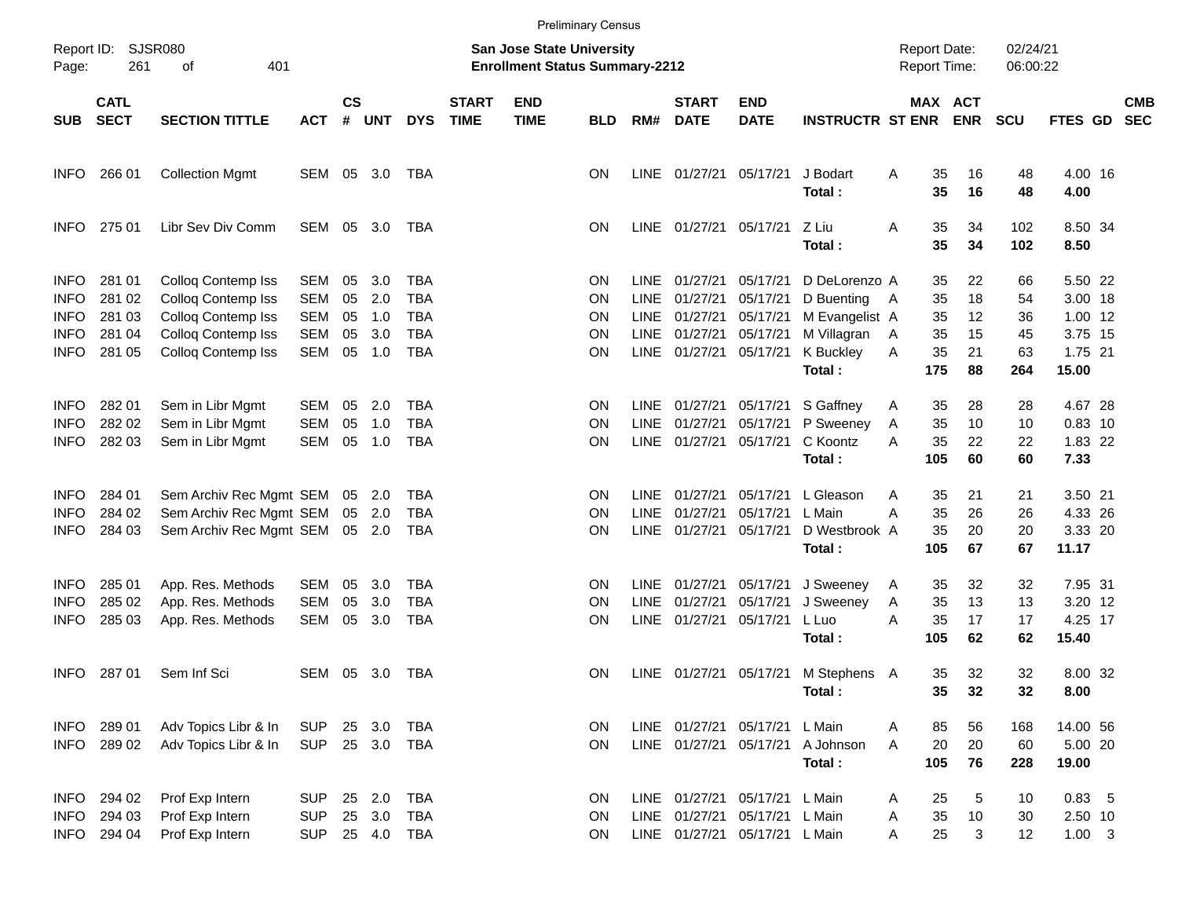Preliminary Census

Report ID: SJSR080

**San Jose State University**
**Enrollment Status Summary-2212**

Report Date: 02/24/21
Report Time: 06:00:22

| SUB | CATL SECT | SECTION TITTLE | ACT | CS # | UNT | DYS | START TIME | END TIME | BLD | RM# | START DATE | END DATE | INSTRUCTR | ST | MAX ENR | ACT ENR | SCU | FTES | GD | CMB SEC |
|---|---|---|---|---|---|---|---|---|---|---|---|---|---|---|---|---|---|---|---|---|
| INFO | 266 01 | Collection Mgmt | SEM | 05 | 3.0 | TBA | | | ON | LINE | 01/27/21 | 05/17/21 | J Bodart | A | 35 | 16 | 48 | 4.00 | 16 | |
| | | | | | | | | | | | | | **Total :** | | **35** | **16** | **48** | **4.00** | | |
| INFO | 275 01 | Libr Sev Div Comm | SEM | 05 | 3.0 | TBA | | | ON | LINE | 01/27/21 | 05/17/21 | Z Liu | A | 35 | 34 | 102 | 8.50 | 34 | |
| | | | | | | | | | | | | | **Total :** | | **35** | **34** | **102** | **8.50** | | |
| INFO | 281 01 | Colloq Contemp Iss | SEM | 05 | 3.0 | TBA | | | ON | LINE | 01/27/21 | 05/17/21 | D DeLorenzo | A | 35 | 22 | 66 | 5.50 | 22 | |
| INFO | 281 02 | Colloq Contemp Iss | SEM | 05 | 2.0 | TBA | | | ON | LINE | 01/27/21 | 05/17/21 | D Buenting | A | 35 | 18 | 54 | 3.00 | 18 | |
| INFO | 281 03 | Colloq Contemp Iss | SEM | 05 | 1.0 | TBA | | | ON | LINE | 01/27/21 | 05/17/21 | M Evangelist | A | 35 | 12 | 36 | 1.00 | 12 | |
| INFO | 281 04 | Colloq Contemp Iss | SEM | 05 | 3.0 | TBA | | | ON | LINE | 01/27/21 | 05/17/21 | M Villagran | A | 35 | 15 | 45 | 3.75 | 15 | |
| INFO | 281 05 | Colloq Contemp Iss | SEM | 05 | 1.0 | TBA | | | ON | LINE | 01/27/21 | 05/17/21 | K Buckley | A | 35 | 21 | 63 | 1.75 | 21 | |
| | | | | | | | | | | | | | **Total :** | | **175** | **88** | **264** | **15.00** | | |
| INFO | 282 01 | Sem in Libr Mgmt | SEM | 05 | 2.0 | TBA | | | ON | LINE | 01/27/21 | 05/17/21 | S Gaffney | A | 35 | 28 | 28 | 4.67 | 28 | |
| INFO | 282 02 | Sem in Libr Mgmt | SEM | 05 | 1.0 | TBA | | | ON | LINE | 01/27/21 | 05/17/21 | P Sweeney | A | 35 | 10 | 10 | 0.83 | 10 | |
| INFO | 282 03 | Sem in Libr Mgmt | SEM | 05 | 1.0 | TBA | | | ON | LINE | 01/27/21 | 05/17/21 | C Koontz | A | 35 | 22 | 22 | 1.83 | 22 | |
| | | | | | | | | | | | | | **Total :** | | **105** | **60** | **60** | **7.33** | | |
| INFO | 284 01 | Sem Archiv Rec Mgmt | SEM | 05 | 2.0 | TBA | | | ON | LINE | 01/27/21 | 05/17/21 | L Gleason | A | 35 | 21 | 21 | 3.50 | 21 | |
| INFO | 284 02 | Sem Archiv Rec Mgmt | SEM | 05 | 2.0 | TBA | | | ON | LINE | 01/27/21 | 05/17/21 | L Main | A | 35 | 26 | 26 | 4.33 | 26 | |
| INFO | 284 03 | Sem Archiv Rec Mgmt | SEM | 05 | 2.0 | TBA | | | ON | LINE | 01/27/21 | 05/17/21 | D Westbrook | A | 35 | 20 | 20 | 3.33 | 20 | |
| | | | | | | | | | | | | | **Total :** | | **105** | **67** | **67** | **11.17** | | |
| INFO | 285 01 | App. Res. Methods | SEM | 05 | 3.0 | TBA | | | ON | LINE | 01/27/21 | 05/17/21 | J Sweeney | A | 35 | 32 | 32 | 7.95 | 31 | |
| INFO | 285 02 | App. Res. Methods | SEM | 05 | 3.0 | TBA | | | ON | LINE | 01/27/21 | 05/17/21 | J Sweeney | A | 35 | 13 | 13 | 3.20 | 12 | |
| INFO | 285 03 | App. Res. Methods | SEM | 05 | 3.0 | TBA | | | ON | LINE | 01/27/21 | 05/17/21 | L Luo | A | 35 | 17 | 17 | 4.25 | 17 | |
| | | | | | | | | | | | | | **Total :** | | **105** | **62** | **62** | **15.40** | | |
| INFO | 287 01 | Sem Inf Sci | SEM | 05 | 3.0 | TBA | | | ON | LINE | 01/27/21 | 05/17/21 | M Stephens | A | 35 | 32 | 32 | 8.00 | 32 | |
| | | | | | | | | | | | | | **Total :** | | **35** | **32** | **32** | **8.00** | | |
| INFO | 289 01 | Adv Topics Libr & In | SUP | 25 | 3.0 | TBA | | | ON | LINE | 01/27/21 | 05/17/21 | L Main | A | 85 | 56 | 168 | 14.00 | 56 | |
| INFO | 289 02 | Adv Topics Libr & In | SUP | 25 | 3.0 | TBA | | | ON | LINE | 01/27/21 | 05/17/21 | A Johnson | A | 20 | 20 | 60 | 5.00 | 20 | |
| | | | | | | | | | | | | | **Total :** | | **105** | **76** | **228** | **19.00** | | |
| INFO | 294 02 | Prof Exp Intern | SUP | 25 | 2.0 | TBA | | | ON | LINE | 01/27/21 | 05/17/21 | L Main | A | 25 | 5 | 10 | 0.83 | 5 | |
| INFO | 294 03 | Prof Exp Intern | SUP | 25 | 3.0 | TBA | | | ON | LINE | 01/27/21 | 05/17/21 | L Main | A | 35 | 10 | 30 | 2.50 | 10 | |
| INFO | 294 04 | Prof Exp Intern | SUP | 25 | 4.0 | TBA | | | ON | LINE | 01/27/21 | 05/17/21 | L Main | A | 25 | 3 | 12 | 1.00 | 3 | |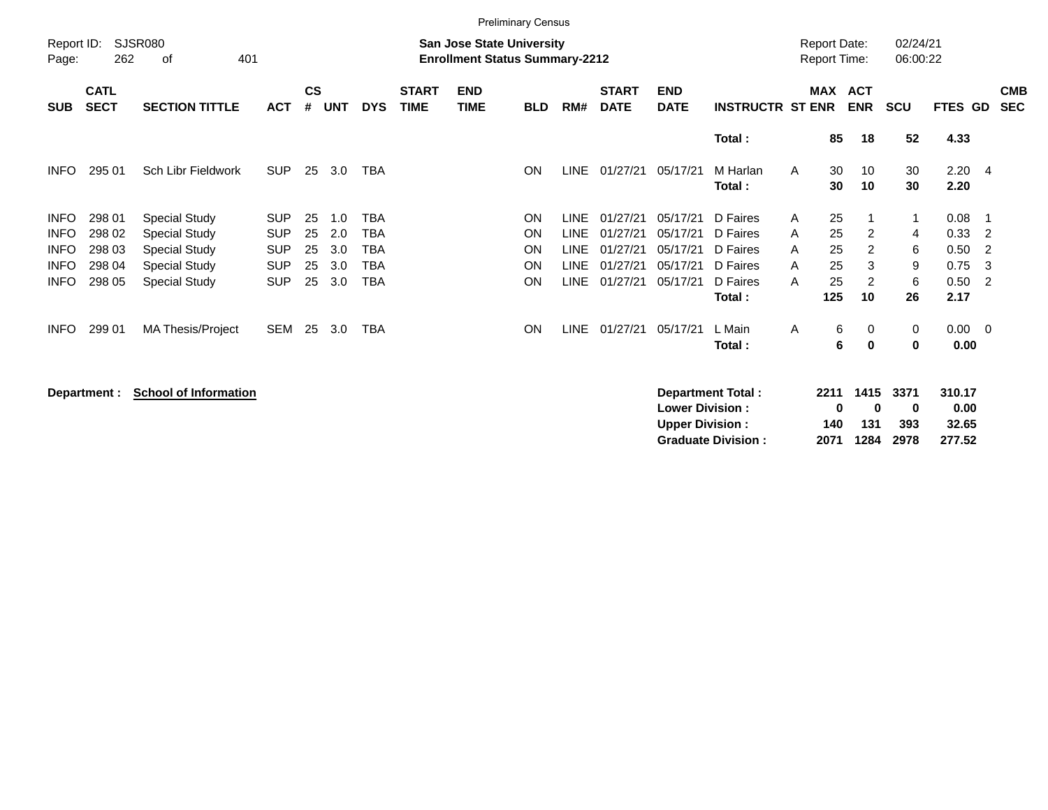Preliminary Census

Report ID: SJSR080

**San Jose State University**
**Enrollment Status Summary-2212**

Report Date: 02/24/21
Report Time: 06:00:22

| SUB | CATL SECT | SECTION TITTLE | ACT | CS # | UNT | DYS | START TIME | END TIME | BLD | RM# | START DATE | END DATE | INSTRUCTR | ST | MAX ENR | ACT ENR | SCU | FTES | GD | CMB SEC |
|---|---|---|---|---|---|---|---|---|---|---|---|---|---|---|---|---|---|---|---|---|
| | | | | | | | | | | | | | **Total :** | | **85** | **18** | **52** | **4.33** | | |
| INFO | 295 01 | Sch Libr Fieldwork | SUP | 25 | 3.0 | TBA | | | ON | LINE | 01/27/21 | 05/17/21 | M Harlan | A | 30 | 10 | 30 | 2.20 | 4 | |
| | | | | | | | | | | | | | **Total :** | | **30** | **10** | **30** | **2.20** | | |
| INFO | 298 01 | Special Study | SUP | 25 | 1.0 | TBA | | | ON | LINE | 01/27/21 | 05/17/21 | D Faires | A | 25 | 1 | 1 | 0.08 | 1 | |
| INFO | 298 02 | Special Study | SUP | 25 | 2.0 | TBA | | | ON | LINE | 01/27/21 | 05/17/21 | D Faires | A | 25 | 2 | 4 | 0.33 | 2 | |
| INFO | 298 03 | Special Study | SUP | 25 | 3.0 | TBA | | | ON | LINE | 01/27/21 | 05/17/21 | D Faires | A | 25 | 2 | 6 | 0.50 | 2 | |
| INFO | 298 04 | Special Study | SUP | 25 | 3.0 | TBA | | | ON | LINE | 01/27/21 | 05/17/21 | D Faires | A | 25 | 3 | 9 | 0.75 | 3 | |
| INFO | 298 05 | Special Study | SUP | 25 | 3.0 | TBA | | | ON | LINE | 01/27/21 | 05/17/21 | D Faires | A | 25 | 2 | 6 | 0.50 | 2 | |
| | | | | | | | | | | | | | **Total :** | | **125** | **10** | **26** | **2.17** | | |
| INFO | 299 01 | MA Thesis/Project | SEM | 25 | 3.0 | TBA | | | ON | LINE | 01/27/21 | 05/17/21 | L Main | A | 6 | 0 | 0 | 0.00 | 0 | |
| | | | | | | | | | | | | | **Total :** | | **6** | **0** | **0** | **0.00** | | |

**Department :** **School of Information**

| | MAX ENR | ACT ENR | SCU | FTES |
|---|---|---|---|---|
| **Department Total :** | **2211** | **1415** | **3371** | **310.17** |
| **Lower Division :** | **0** | **0** | **0** | **0.00** |
| **Upper Division :** | **140** | **131** | **393** | **32.65** |
| **Graduate Division :** | **2071** | **1284** | **2978** | **277.52** |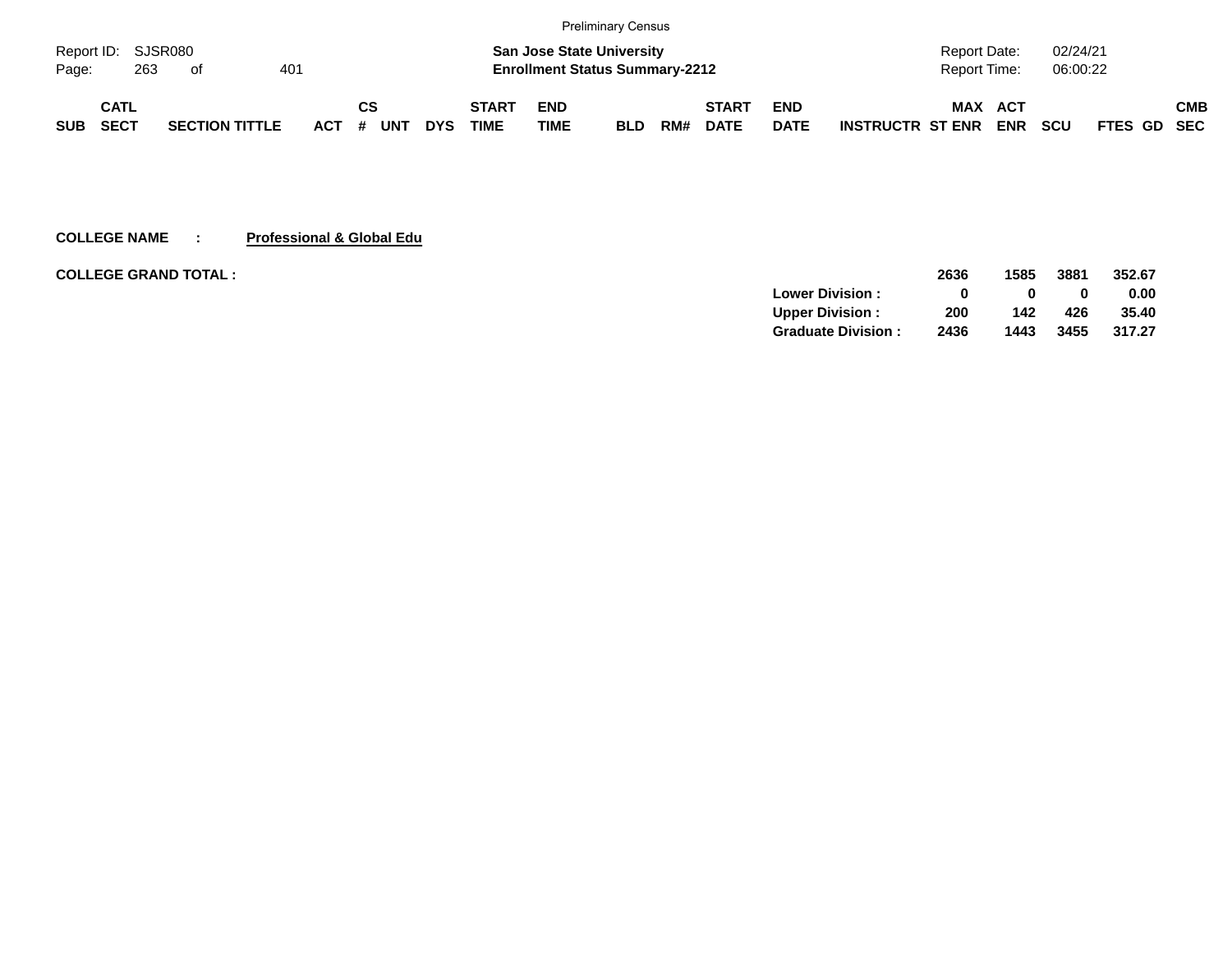Preliminary Census

Report ID: SJSR080 | **San Jose State University** | Report Date: 02/24/21

**Enrollment Status Summary-2212** | Report Time: 06:00:22

| SUB | CATL SECT | SECTION TITTLE | ACT | CS # | UNT | DYS | START TIME | END TIME | BLD | RM# | START DATE | END DATE | INSTRUCTR | MAX ST ENR | ACT ENR | SCU | FTES | GD | CMB SEC |
|---|---|---|---|---|---|---|---|---|---|---|---|---|---|---|---|---|---|---|---|

**COLLEGE NAME : Professional & Global Edu**

| | | MAX ST ENR | ACT ENR | SCU | FTES |
|---|---|---|---|---|---|
| **COLLEGE GRAND TOTAL :** | | **2636** | **1585** | **3881** | **352.67** |
| | **Lower Division :** | **0** | **0** | **0** | **0.00** |
| | **Upper Division :** | **200** | **142** | **426** | **35.40** |
| | **Graduate Division :** | **2436** | **1443** | **3455** | **317.27** |